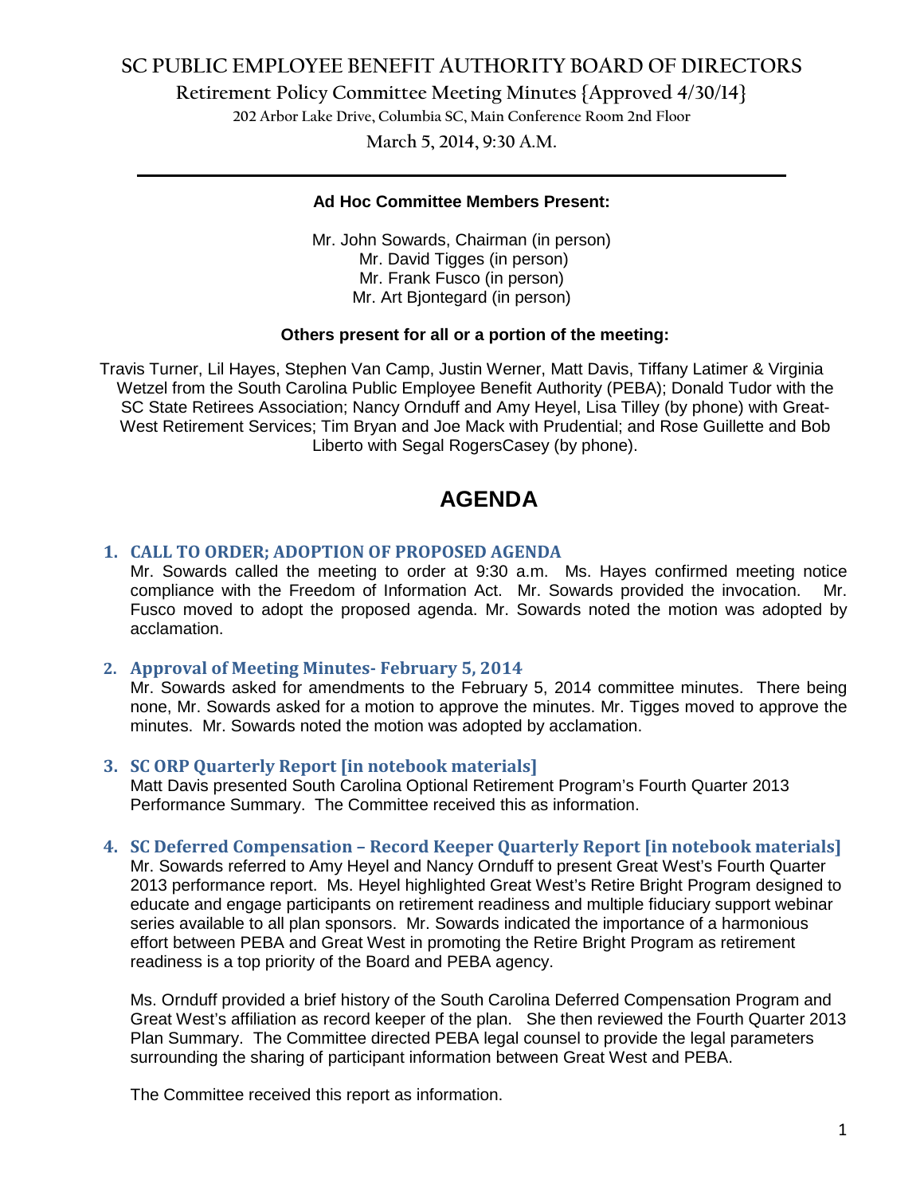# SC PUBLIC EMPLOYEE BENEFIT AUTHORITY BOARD OF DIRECTORS

## Retirement Policy Committee Meeting Minutes {Approved 4/30/14}

202 Arbor Lake Drive, Columbia SC, Main Conference Room 2nd Floor

March 5, 2014, 9:30 A.M.

---

**Ad Hoc Committee Members Present:**

Mr. John Sowards, Chairman (in person)
Mr. David Tigges (in person)
Mr. Frank Fusco (in person)
Mr. Art Bjontegard (in person)

**Others present for all or a portion of the meeting:**

Travis Turner, Lil Hayes, Stephen Van Camp, Justin Werner, Matt Davis, Tiffany Latimer & Virginia Wetzel from the South Carolina Public Employee Benefit Authority (PEBA); Donald Tudor with the SC State Retirees Association; Nancy Ornduff and Amy Heyel, Lisa Tilley (by phone) with Great-West Retirement Services; Tim Bryan and Joe Mack with Prudential; and Rose Guillette and Bob Liberto with Segal RogersCasey (by phone).

# AGENDA

### 1. CALL TO ORDER; ADOPTION OF PROPOSED AGENDA

Mr. Sowards called the meeting to order at 9:30 a.m. Ms. Hayes confirmed meeting notice compliance with the Freedom of Information Act. Mr. Sowards provided the invocation. Mr. Fusco moved to adopt the proposed agenda. Mr. Sowards noted the motion was adopted by acclamation.

### 2. Approval of Meeting Minutes- February 5, 2014

Mr. Sowards asked for amendments to the February 5, 2014 committee minutes. There being none, Mr. Sowards asked for a motion to approve the minutes. Mr. Tigges moved to approve the minutes. Mr. Sowards noted the motion was adopted by acclamation.

### 3. SC ORP Quarterly Report [in notebook materials]

Matt Davis presented South Carolina Optional Retirement Program's Fourth Quarter 2013 Performance Summary. The Committee received this as information.

### 4. SC Deferred Compensation – Record Keeper Quarterly Report [in notebook materials]

Mr. Sowards referred to Amy Heyel and Nancy Ornduff to present Great West's Fourth Quarter 2013 performance report. Ms. Heyel highlighted Great West's Retire Bright Program designed to educate and engage participants on retirement readiness and multiple fiduciary support webinar series available to all plan sponsors. Mr. Sowards indicated the importance of a harmonious effort between PEBA and Great West in promoting the Retire Bright Program as retirement readiness is a top priority of the Board and PEBA agency.

Ms. Ornduff provided a brief history of the South Carolina Deferred Compensation Program and Great West's affiliation as record keeper of the plan. She then reviewed the Fourth Quarter 2013 Plan Summary. The Committee directed PEBA legal counsel to provide the legal parameters surrounding the sharing of participant information between Great West and PEBA.

The Committee received this report as information.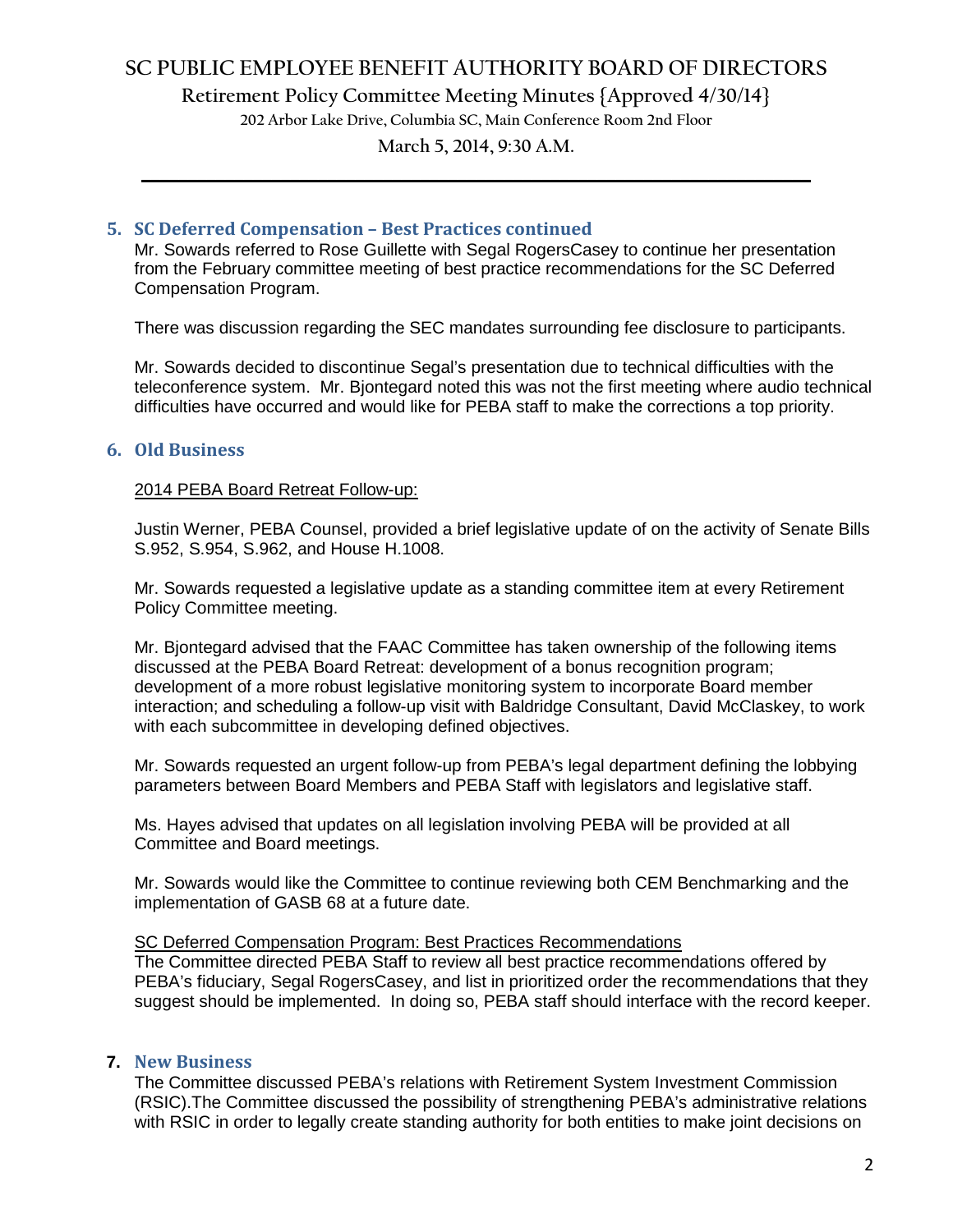## 5. SC Deferred Compensation – Best Practices continued

Mr. Sowards referred to Rose Guillette with Segal RogersCasey to continue her presentation from the February committee meeting of best practice recommendations for the SC Deferred Compensation Program.

There was discussion regarding the SEC mandates surrounding fee disclosure to participants.

Mr. Sowards decided to discontinue Segal's presentation due to technical difficulties with the teleconference system. Mr. Bjontegard noted this was not the first meeting where audio technical difficulties have occurred and would like for PEBA staff to make the corrections a top priority.

## 6. Old Business

<u>2014 PEBA Board Retreat Follow-up:</u>

Justin Werner, PEBA Counsel, provided a brief legislative update of on the activity of Senate Bills S.952, S.954, S.962, and House H.1008.

Mr. Sowards requested a legislative update as a standing committee item at every Retirement Policy Committee meeting.

Mr. Bjontegard advised that the FAAC Committee has taken ownership of the following items discussed at the PEBA Board Retreat: development of a bonus recognition program; development of a more robust legislative monitoring system to incorporate Board member interaction; and scheduling a follow-up visit with Baldridge Consultant, David McClaskey, to work with each subcommittee in developing defined objectives.

Mr. Sowards requested an urgent follow-up from PEBA's legal department defining the lobbying parameters between Board Members and PEBA Staff with legislators and legislative staff.

Ms. Hayes advised that updates on all legislation involving PEBA will be provided at all Committee and Board meetings.

Mr. Sowards would like the Committee to continue reviewing both CEM Benchmarking and the implementation of GASB 68 at a future date.

<u>SC Deferred Compensation Program: Best Practices Recommendations</u>

The Committee directed PEBA Staff to review all best practice recommendations offered by PEBA's fiduciary, Segal RogersCasey, and list in prioritized order the recommendations that they suggest should be implemented. In doing so, PEBA staff should interface with the record keeper.

## 7. New Business

The Committee discussed PEBA's relations with Retirement System Investment Commission (RSIC).The Committee discussed the possibility of strengthening PEBA's administrative relations with RSIC in order to legally create standing authority for both entities to make joint decisions on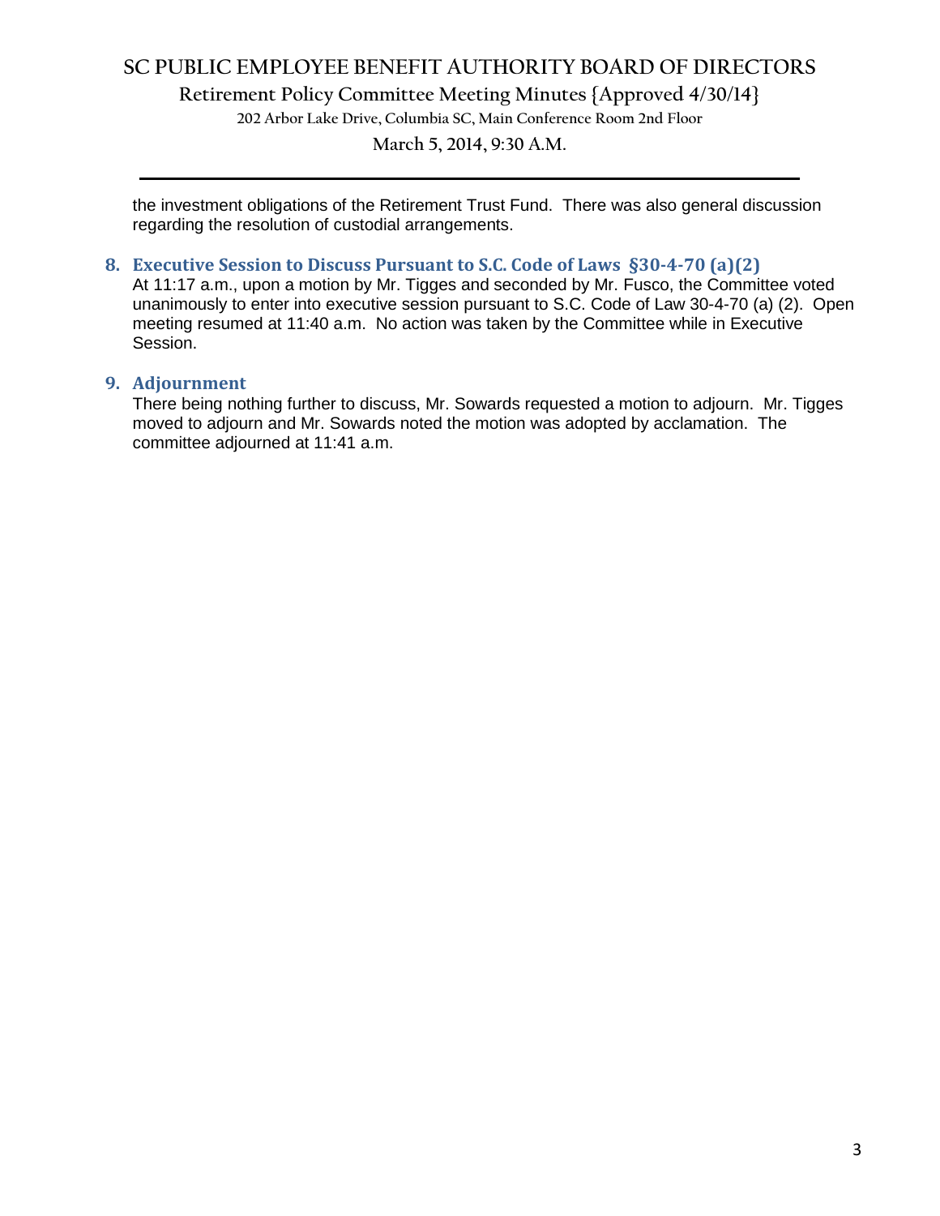the investment obligations of the Retirement Trust Fund. There was also general discussion regarding the resolution of custodial arrangements.

## 8. Executive Session to Discuss Pursuant to S.C. Code of Laws §30-4-70 (a)(2)

At 11:17 a.m., upon a motion by Mr. Tigges and seconded by Mr. Fusco, the Committee voted unanimously to enter into executive session pursuant to S.C. Code of Law 30-4-70 (a) (2). Open meeting resumed at 11:40 a.m. No action was taken by the Committee while in Executive Session.

## 9. Adjournment

There being nothing further to discuss, Mr. Sowards requested a motion to adjourn. Mr. Tigges moved to adjourn and Mr. Sowards noted the motion was adopted by acclamation. The committee adjourned at 11:41 a.m.